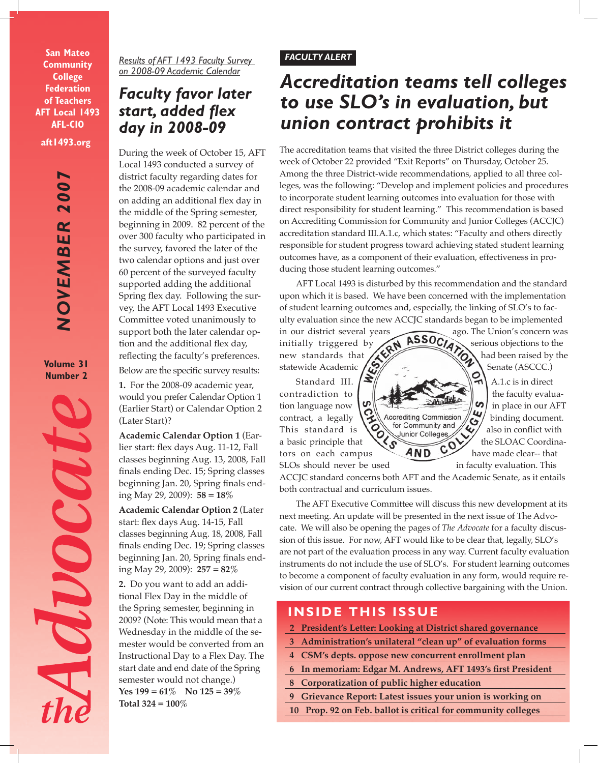San Mateo Community College Federation of Teachers AFT Local 1493 AFL-CIO

aft1493.org

NOVEMBER 2007

Volume 31 Number 2

# the Advocate

*Results of AFT 1493 Faculty Survey on 2008-09 Academic Calendar*

## Faculty favor later start, added flex day in 2008-09

During the week of October 15, AFT Local 1493 conducted a survey of district faculty regarding dates for the 2008-09 academic calendar and on adding an additional flex day in the middle of the Spring semester, beginning in 2009. 82 percent of the over 300 faculty who participated in the survey, favored the later of the two calendar options and just over 60 percent of the surveyed faculty supported adding the additional Spring flex day. Following the survey, the AFT Local 1493 Executive Committee voted unanimously to support both the later calendar option and the additional flex day, reflecting the faculty's preferences.

Below are the specific survey results:

**1.** For the 2008-09 academic year, would you prefer Calendar Option 1 (Earlier Start) or Calendar Option 2 (Later Start)?

**Academic Calendar Option 1** (Earlier start: flex days Aug. 11-12, Fall classes beginning Aug. 13, 2008, Fall finals ending Dec. 15; Spring classes beginning Jan. 20, Spring finals ending May 29, 2009): **58 = 18%**

**Academic Calendar Option 2** (Later start: flex days Aug. 14-15, Fall classes beginning Aug. 18, 2008, Fall finals ending Dec. 19; Spring classes beginning Jan. 20, Spring finals ending May 29, 2009): **257 = 82%**

**2.** Do you want to add an additional Flex Day in the middle of the Spring semester, beginning in 2009? (Note: This would mean that a Wednesday in the middle of the semester would be converted from an Instructional Day to a Flex Day. The start date and end date of the Spring semester would not change.)

**Yes 199 = 61%  No 125 = 39%**

**Total 324 = 100%**

**FACULTY ALERT**

## Accreditation teams tell colleges to use SLO's in evaluation, but union contract prohibits it

The accreditation teams that visited the three District colleges during the week of October 22 provided "Exit Reports" on Thursday, October 25. Among the three District-wide recommendations, applied to all three colleges, was the following: "Develop and implement policies and procedures to incorporate student learning outcomes into evaluation for those with direct responsibility for student learning." This recommendation is based on Accrediting Commission for Community and Junior Colleges (ACCJC) accreditation standard III.A.1.c, which states: "Faculty and others directly responsible for student progress toward achieving stated student learning outcomes have, as a component of their evaluation, effectiveness in producing those student learning outcomes."

AFT Local 1493 is disturbed by this recommendation and the standard upon which it is based. We have been concerned with the implementation of student learning outcomes and, especially, the linking of SLO's to faculty evaluation since the new ACCJC standards began to be implemented in our district several years ago. The Union's concern was initially triggered by serious objections to the new standards that had been raised by the statewide Academic Senate (ASCCC.)

Standard III. A.1.c is in direct contradiction to the faculty evaluation language now in place in our AFT contract, a legally binding document. This standard is also in conflict with a basic principle that the SLOAC Coordinators on each campus have made clear-- that SLOs should never be used in faculty evaluation. This ACCJC standard concerns both AFT and the Academic Senate, as it entails both contractual and curriculum issues.

The AFT Executive Committee will discuss this new development at its next meeting. An update will be presented in the next issue of The Advocate. We will also be opening the pages of *The Advocate* for a faculty discussion of this issue. For now, AFT would like to be clear that, legally, SLO's are not part of the evaluation process in any way. Current faculty evaluation instruments do not include the use of SLO's. For student learning outcomes to become a component of faculty evaluation in any form, would require revision of our current contract through collective bargaining with the Union.

## INSIDE THIS ISSUE

- 2 President's Letter: Looking at District shared governance
- 3 Administration's unilateral "clean up" of evaluation forms
- 4 CSM's depts. oppose new concurrent enrollment plan
- 6 In memoriam: Edgar M. Andrews, AFT 1493's first President
- 8 Corporatization of public higher education
- 9 Grievance Report: Latest issues your union is working on
- 10 Prop. 92 on Feb. ballot is critical for community colleges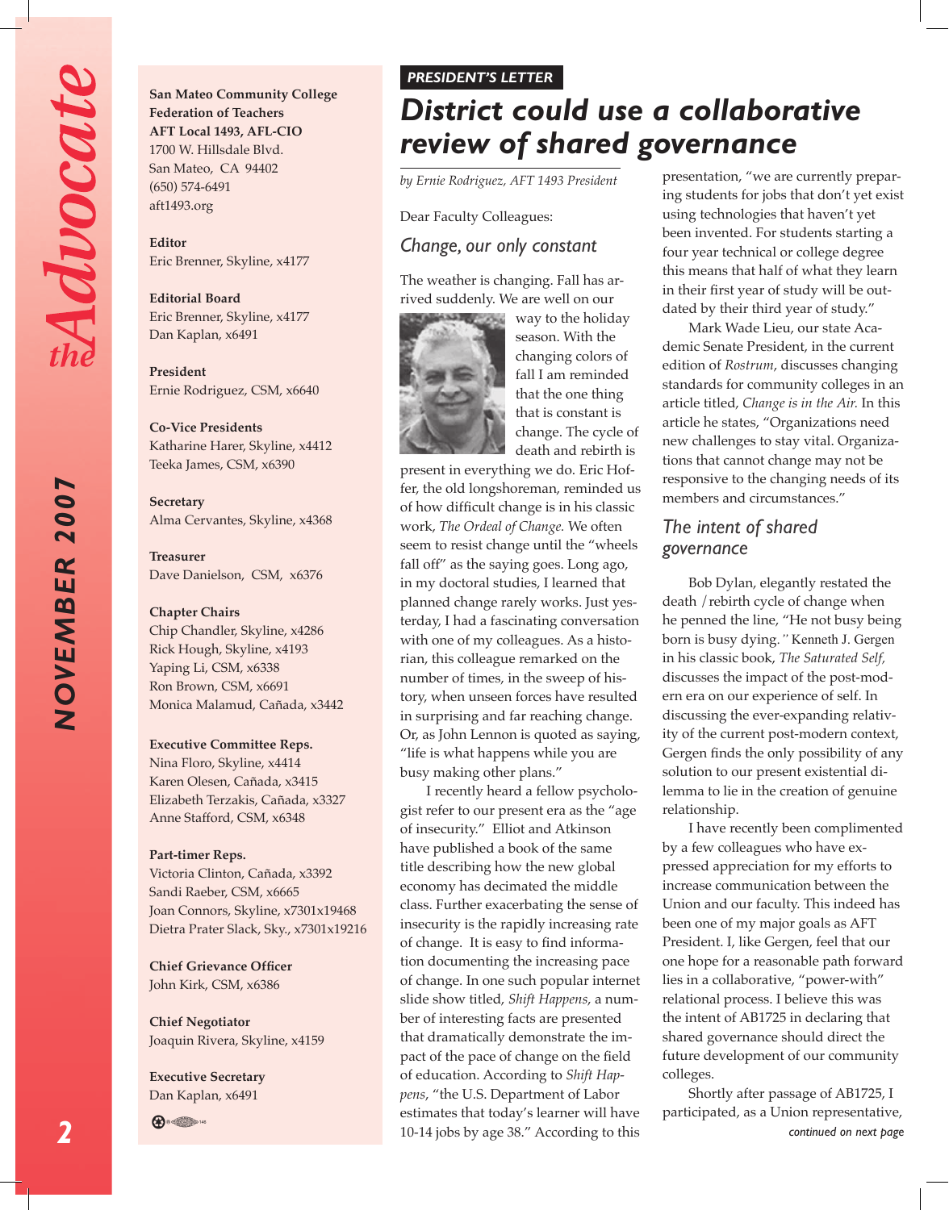**San Mateo Community College Federation of Teachers**
**AFT Local 1493, AFL-CIO**
1700 W. Hillsdale Blvd.
San Mateo, CA 94402
(650) 574-6491
aft1493.org

**Editor**
Eric Brenner, Skyline, x4177

**Editorial Board**
Eric Brenner, Skyline, x4177
Dan Kaplan, x6491

**President**
Ernie Rodriguez, CSM, x6640

**Co-Vice Presidents**
Katharine Harer, Skyline, x4412
Teeka James, CSM, x6390

**Secretary**
Alma Cervantes, Skyline, x4368

**Treasurer**
Dave Danielson, CSM, x6376

**Chapter Chairs**
Chip Chandler, Skyline, x4286
Rick Hough, Skyline, x4193
Yaping Li, CSM, x6338
Ron Brown, CSM, x6691
Monica Malamud, Cañada, x3442

**Executive Committee Reps.**
Nina Floro, Skyline, x4414
Karen Olesen, Cañada, x3415
Elizabeth Terzakis, Cañada, x3327
Anne Stafford, CSM, x6348

**Part-timer Reps.**
Victoria Clinton, Cañada, x3392
Sandi Raeber, CSM, x6665
Joan Connors, Skyline, x7301x19468
Dietra Prater Slack, Sky., x7301x19216

**Chief Grievance Officer**
John Kirk, CSM, x6386

**Chief Negotiator**
Joaquin Rivera, Skyline, x4159

**Executive Secretary**
Dan Kaplan, x6491

***PRESIDENT'S LETTER***

# *District could use a collaborative review of shared governance*

*by Ernie Rodriguez, AFT 1493 President*

Dear Faculty Colleagues:

## *Change, our only constant*

The weather is changing. Fall has arrived suddenly. We are well on our way to the holiday season. With the changing colors of fall I am reminded that the one thing that is constant is change. The cycle of death and rebirth is present in everything we do. Eric Hoffer, the old longshoreman, reminded us of how difficult change is in his classic work, *The Ordeal of Change.* We often seem to resist change until the "wheels fall off" as the saying goes. Long ago, in my doctoral studies, I learned that planned change rarely works. Just yesterday, I had a fascinating conversation with one of my colleagues. As a historian, this colleague remarked on the number of times, in the sweep of history, when unseen forces have resulted in surprising and far reaching change. Or, as John Lennon is quoted as saying, "life is what happens while you are busy making other plans."

I recently heard a fellow psychologist refer to our present era as the "age of insecurity." Elliot and Atkinson have published a book of the same title describing how the new global economy has decimated the middle class. Further exacerbating the sense of insecurity is the rapidly increasing rate of change. It is easy to find information documenting the increasing pace of change. In one such popular internet slide show titled, *Shift Happens*, a number of interesting facts are presented that dramatically demonstrate the impact of the pace of change on the field of education. According to *Shift Happens*, "the U.S. Department of Labor estimates that today's learner will have 10-14 jobs by age 38." According to this presentation, "we are currently preparing students for jobs that don't yet exist using technologies that haven't yet been invented. For students starting a four year technical or college degree this means that half of what they learn in their first year of study will be outdated by their third year of study."

Mark Wade Lieu, our state Academic Senate President, in the current edition of *Rostrum*, discusses changing standards for community colleges in an article titled, *Change is in the Air.* In this article he states, "Organizations need new challenges to stay vital. Organizations that cannot change may not be responsive to the changing needs of its members and circumstances."

## *The intent of shared governance*

Bob Dylan, elegantly restated the death / rebirth cycle of change when he penned the line, "He not busy being born is busy dying." Kenneth J. Gergen in his classic book, *The Saturated Self,* discusses the impact of the post-modern era on our experience of self. In discussing the ever-expanding relativity of the current post-modern context, Gergen finds the only possibility of any solution to our present existential dilemma to lie in the creation of genuine relationship.

I have recently been complimented by a few colleagues who have expressed appreciation for my efforts to increase communication between the Union and our faculty. This indeed has been one of my major goals as AFT President. I, like Gergen, feel that our one hope for a reasonable path forward lies in a collaborative, "power-with" relational process. I believe this was the intent of AB1725 in declaring that shared governance should direct the future development of our community colleges.

Shortly after passage of AB1725, I participated, as a Union representative,

*continued on next page*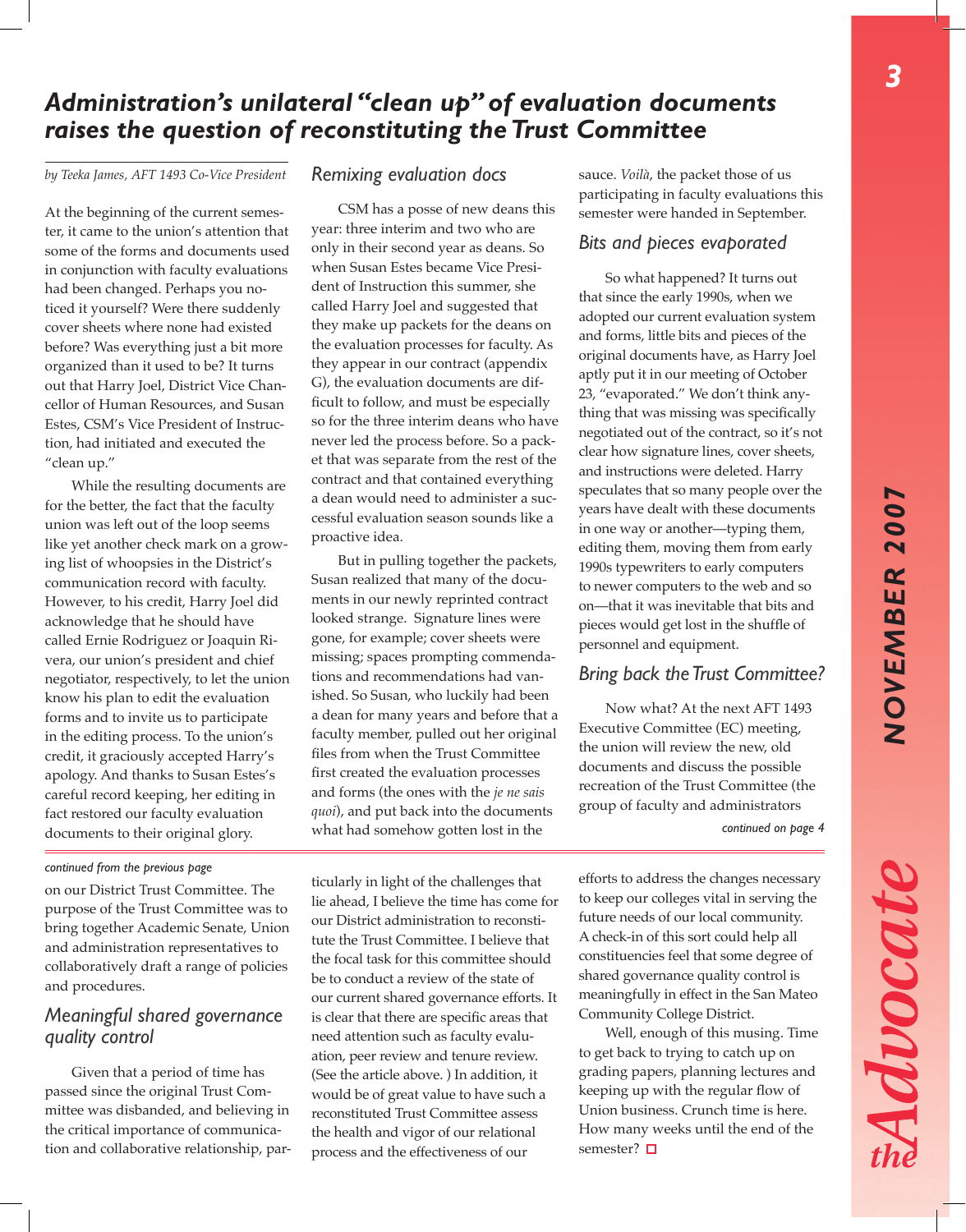# Administration's unilateral "clean up" of evaluation documents raises the question of reconstituting the Trust Committee

*by Teeka James, AFT 1493 Co-Vice President*

At the beginning of the current semester, it came to the union's attention that some of the forms and documents used in conjunction with faculty evaluations had been changed. Perhaps you noticed it yourself? Were there suddenly cover sheets where none had existed before? Was everything just a bit more organized than it used to be? It turns out that Harry Joel, District Vice Chancellor of Human Resources, and Susan Estes, CSM's Vice President of Instruction, had initiated and executed the "clean up."

While the resulting documents are for the better, the fact that the faculty union was left out of the loop seems like yet another check mark on a growing list of whoopsies in the District's communication record with faculty. However, to his credit, Harry Joel did acknowledge that he should have called Ernie Rodriguez or Joaquin Rivera, our union's president and chief negotiator, respectively, to let the union know his plan to edit the evaluation forms and to invite us to participate in the editing process. To the union's credit, it graciously accepted Harry's apology. And thanks to Susan Estes's careful record keeping, her editing in fact restored our faculty evaluation documents to their original glory.

## Remixing evaluation docs

CSM has a posse of new deans this year: three interim and two who are only in their second year as deans. So when Susan Estes became Vice President of Instruction this summer, she called Harry Joel and suggested that they make up packets for the deans on the evaluation processes for faculty. As they appear in our contract (appendix G), the evaluation documents are difficult to follow, and must be especially so for the three interim deans who have never led the process before. So a packet that was separate from the rest of the contract and that contained everything a dean would need to administer a successful evaluation season sounds like a proactive idea.

But in pulling together the packets, Susan realized that many of the documents in our newly reprinted contract looked strange. Signature lines were gone, for example; cover sheets were missing; spaces prompting commendations and recommendations had vanished. So Susan, who luckily had been a dean for many years and before that a faculty member, pulled out her original files from when the Trust Committee first created the evaluation processes and forms (the ones with the *je ne sais quoi*), and put back into the documents what had somehow gotten lost in the sauce. *Voilà*, the packet those of us participating in faculty evaluations this semester were handed in September.

## Bits and pieces evaporated

So what happened? It turns out that since the early 1990s, when we adopted our current evaluation system and forms, little bits and pieces of the original documents have, as Harry Joel aptly put it in our meeting of October 23, "evaporated." We don't think anything that was missing was specifically negotiated out of the contract, so it's not clear how signature lines, cover sheets, and instructions were deleted. Harry speculates that so many people over the years have dealt with these documents in one way or another—typing them, editing them, moving them from early 1990s typewriters to early computers to newer computers to the web and so on—that it was inevitable that bits and pieces would get lost in the shuffle of personnel and equipment.

## Bring back the Trust Committee?

Now what? At the next AFT 1493 Executive Committee (EC) meeting, the union will review the new, old documents and discuss the possible recreation of the Trust Committee (the group of faculty and administrators

*continued on page 4*

---

*continued from the previous page*

on our District Trust Committee. The purpose of the Trust Committee was to bring together Academic Senate, Union and administration representatives to collaboratively draft a range of policies and procedures.

## Meaningful shared governance quality control

Given that a period of time has passed since the original Trust Committee was disbanded, and believing in the critical importance of communication and collaborative relationship, particularly in light of the challenges that lie ahead, I believe the time has come for our District administration to reconstitute the Trust Committee. I believe that the focal task for this committee should be to conduct a review of the state of our current shared governance efforts. It is clear that there are specific areas that need attention such as faculty evaluation, peer review and tenure review. (See the article above. ) In addition, it would be of great value to have such a reconstituted Trust Committee assess the health and vigor of our relational process and the effectiveness of our efforts to address the changes necessary to keep our colleges vital in serving the future needs of our local community. A check-in of this sort could help all constituencies feel that some degree of shared governance quality control is meaningfully in effect in the San Mateo Community College District.

Well, enough of this musing. Time to get back to trying to catch up on grading papers, planning lectures and keeping up with the regular flow of Union business. Crunch time is here. How many weeks until the end of the semester? □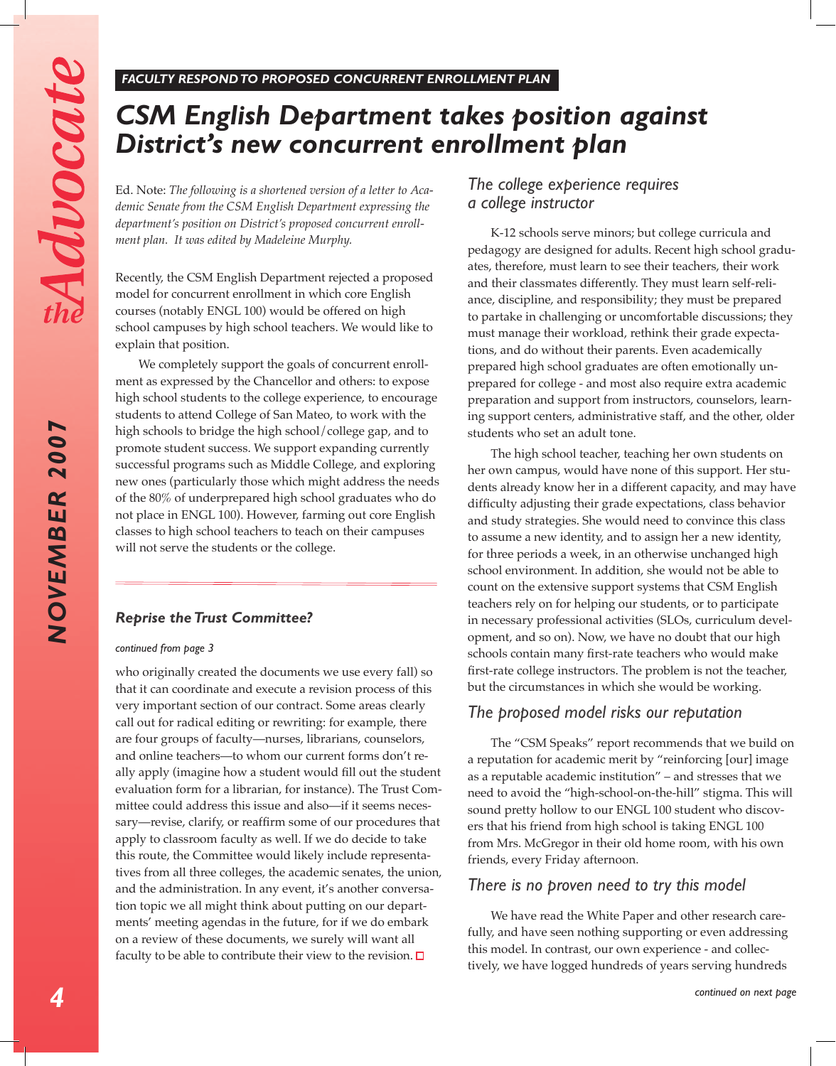*FACULTY RESPOND TO PROPOSED CONCURRENT ENROLLMENT PLAN*

# CSM English Department takes position against District's new concurrent enrollment plan

Ed. Note: *The following is a shortened version of a letter to Academic Senate from the CSM English Department expressing the department's position on District's proposed concurrent enrollment plan. It was edited by Madeleine Murphy.*

Recently, the CSM English Department rejected a proposed model for concurrent enrollment in which core English courses (notably ENGL 100) would be offered on high school campuses by high school teachers. We would like to explain that position.

We completely support the goals of concurrent enrollment as expressed by the Chancellor and others: to expose high school students to the college experience, to encourage students to attend College of San Mateo, to work with the high schools to bridge the high school/college gap, and to promote student success. We support expanding currently successful programs such as Middle College, and exploring new ones (particularly those which might address the needs of the 80% of underprepared high school graduates who do not place in ENGL 100). However, farming out core English classes to high school teachers to teach on their campuses will not serve the students or the college.

## *The college experience requires a college instructor*

K-12 schools serve minors; but college curricula and pedagogy are designed for adults. Recent high school graduates, therefore, must learn to see their teachers, their work and their classmates differently. They must learn self-reliance, discipline, and responsibility; they must be prepared to partake in challenging or uncomfortable discussions; they must manage their workload, rethink their grade expectations, and do without their parents. Even academically prepared high school graduates are often emotionally unprepared for college - and most also require extra academic preparation and support from instructors, counselors, learning support centers, administrative staff, and the other, older students who set an adult tone.

The high school teacher, teaching her own students on her own campus, would have none of this support. Her students already know her in a different capacity, and may have difficulty adjusting their grade expectations, class behavior and study strategies. She would need to convince this class to assume a new identity, and to assign her a new identity, for three periods a week, in an otherwise unchanged high school environment. In addition, she would not be able to count on the extensive support systems that CSM English teachers rely on for helping our students, or to participate in necessary professional activities (SLOs, curriculum development, and so on). Now, we have no doubt that our high schools contain many first-rate teachers who would make first-rate college instructors. The problem is not the teacher, but the circumstances in which she would be working.

## *The proposed model risks our reputation*

The "CSM Speaks" report recommends that we build on a reputation for academic merit by "reinforcing [our] image as a reputable academic institution" – and stresses that we need to avoid the "high-school-on-the-hill" stigma. This will sound pretty hollow to our ENGL 100 student who discovers that his friend from high school is taking ENGL 100 from Mrs. McGregor in their old home room, with his own friends, every Friday afternoon.

## *There is no proven need to try this model*

We have read the White Paper and other research carefully, and have seen nothing supporting or even addressing this model. In contrast, our own experience - and collectively, we have logged hundreds of years serving hundreds

*continued on next page*

---

### Reprise the Trust Committee?

*continued from page 3*

who originally created the documents we use every fall) so that it can coordinate and execute a revision process of this very important section of our contract. Some areas clearly call out for radical editing or rewriting: for example, there are four groups of faculty—nurses, librarians, counselors, and online teachers—to whom our current forms don't really apply (imagine how a student would fill out the student evaluation form for a librarian, for instance). The Trust Committee could address this issue and also—if it seems necessary—revise, clarify, or reaffirm some of our procedures that apply to classroom faculty as well. If we do decide to take this route, the Committee would likely include representatives from all three colleges, the academic senates, the union, and the administration. In any event, it's another conversation topic we all might think about putting on our departments' meeting agendas in the future, for if we do embark on a review of these documents, we surely will want all faculty to be able to contribute their view to the revision. □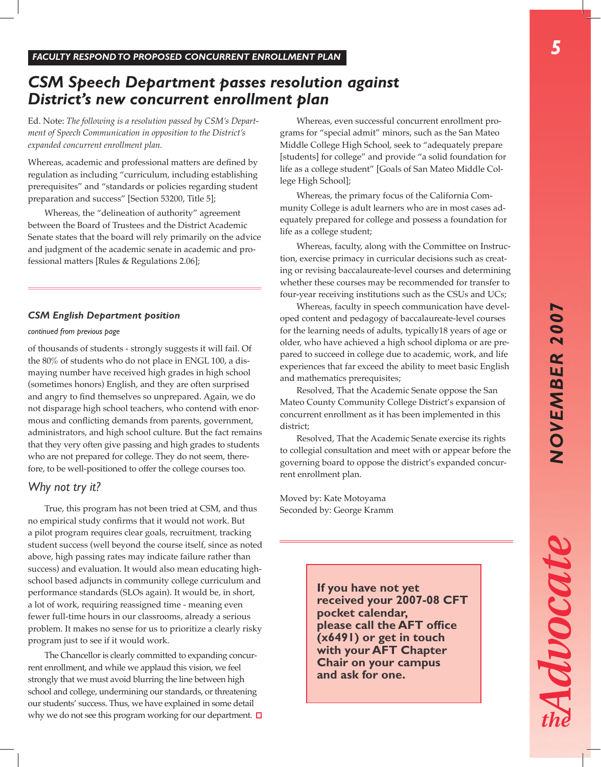**FACULTY RESPOND TO PROPOSED CONCURRENT ENROLLMENT PLAN**

# CSM Speech Department passes resolution against District's new concurrent enrollment plan

Ed. Note: *The following is a resolution passed by CSM's Department of Speech Communication in opposition to the District's expanded concurrent enrollment plan.*

Whereas, academic and professional matters are defined by regulation as including "curriculum, including establishing prerequisites" and "standards or policies regarding student preparation and success" [Section 53200, Title 5];

Whereas, the "delineation of authority" agreement between the Board of Trustees and the District Academic Senate states that the board will rely primarily on the advice and judgment of the academic senate in academic and professional matters [Rules & Regulations 2.06];

Whereas, even successful concurrent enrollment programs for "special admit" minors, such as the San Mateo Middle College High School, seek to "adequately prepare [students] for college" and provide "a solid foundation for life as a college student" [Goals of San Mateo Middle College High School];

Whereas, the primary focus of the California Community College is adult learners who are in most cases adequately prepared for college and possess a foundation for life as a college student;

Whereas, faculty, along with the Committee on Instruction, exercise primacy in curricular decisions such as creating or revising baccalaureate-level courses and determining whether these courses may be recommended for transfer to four-year receiving institutions such as the CSUs and UCs;

Whereas, faculty in speech communication have developed content and pedagogy of baccalaureate-level courses for the learning needs of adults, typically18 years of age or older, who have achieved a high school diploma or are prepared to succeed in college due to academic, work, and life experiences that far exceed the ability to meet basic English and mathematics prerequisites;

Resolved, That the Academic Senate oppose the San Mateo County Community College District's expansion of concurrent enrollment as it has been implemented in this district;

Resolved, That the Academic Senate exercise its rights to collegial consultation and meet with or appear before the governing board to oppose the district's expanded concurrent enrollment plan.

Moved by: Kate Motoyama
Seconded by: George Kramm

---

## CSM English Department position

*continued from previous page*

of thousands of students - strongly suggests it will fail. Of the 80% of students who do not place in ENGL 100, a dismaying number have received high grades in high school (sometimes honors) English, and they are often surprised and angry to find themselves so unprepared. Again, we do not disparage high school teachers, who contend with enormous and conflicting demands from parents, government, administrators, and high school culture. But the fact remains that they very often give passing and high grades to students who are not prepared for college. They do not seem, therefore, to be well-positioned to offer the college courses too.

### Why not try it?

True, this program has not been tried at CSM, and thus no empirical study confirms that it would not work. But a pilot program requires clear goals, recruitment, tracking student success (well beyond the course itself, since as noted above, high passing rates may indicate failure rather than success) and evaluation. It would also mean educating high-school based adjuncts in community college curriculum and performance standards (SLOs again). It would be, in short, a lot of work, requiring reassigned time - meaning even fewer full-time hours in our classrooms, already a serious problem. It makes no sense for us to prioritize a clearly risky program just to see if it would work.

The Chancellor is clearly committed to expanding concurrent enrollment, and while we applaud this vision, we feel strongly that we must avoid blurring the line between high school and college, undermining our standards, or threatening our students' success. Thus, we have explained in some detail why we do not see this program working for our department.

---

**If you have not yet received your 2007-08 CFT pocket calendar, please call the AFT office (x6491) or get in touch with your AFT Chapter Chair on your campus and ask for one.**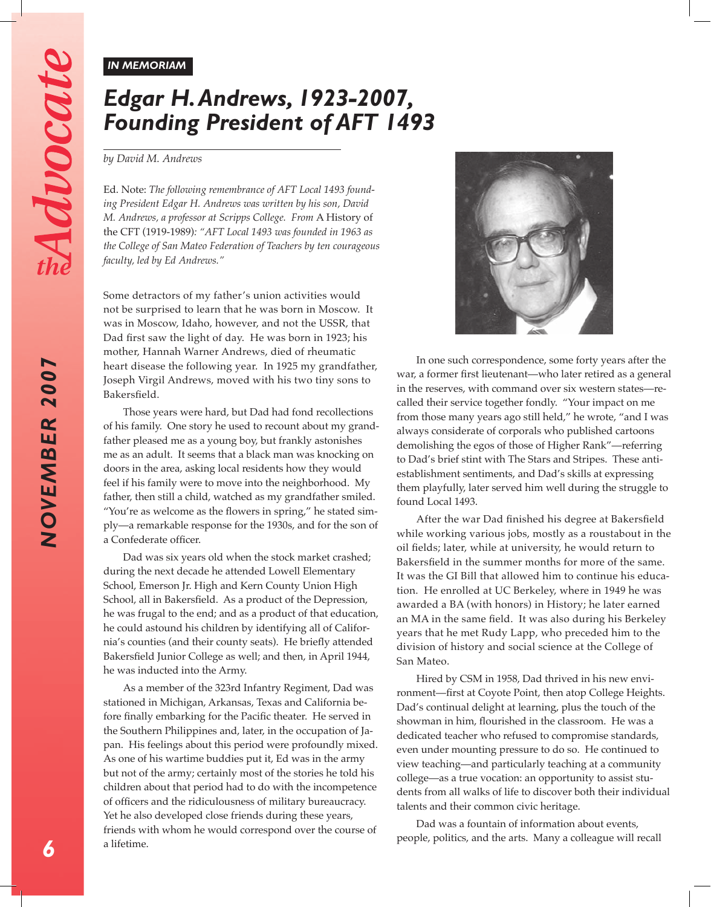*IN MEMORIAM*

# *Edgar H. Andrews, 1923-2007, Founding President of AFT 1493*

*by David M. Andrews*

Ed. Note: *The following remembrance of AFT Local 1493 founding President Edgar H. Andrews was written by his son, David M. Andrews, a professor at Scripps College. From* A History of the CFT (1919-1989)*: "AFT Local 1493 was founded in 1963 as the College of San Mateo Federation of Teachers by ten courageous faculty, led by Ed Andrews."*

Some detractors of my father's union activities would not be surprised to learn that he was born in Moscow. It was in Moscow, Idaho, however, and not the USSR, that Dad first saw the light of day. He was born in 1923; his mother, Hannah Warner Andrews, died of rheumatic heart disease the following year. In 1925 my grandfather, Joseph Virgil Andrews, moved with his two tiny sons to Bakersfield.

Those years were hard, but Dad had fond recollections of his family. One story he used to recount about my grandfather pleased me as a young boy, but frankly astonishes me as an adult. It seems that a black man was knocking on doors in the area, asking local residents how they would feel if his family were to move into the neighborhood. My father, then still a child, watched as my grandfather smiled. "You're as welcome as the flowers in spring," he stated simply—a remarkable response for the 1930s, and for the son of a Confederate officer.

Dad was six years old when the stock market crashed; during the next decade he attended Lowell Elementary School, Emerson Jr. High and Kern County Union High School, all in Bakersfield. As a product of the Depression, he was frugal to the end; and as a product of that education, he could astound his children by identifying all of California's counties (and their county seats). He briefly attended Bakersfield Junior College as well; and then, in April 1944, he was inducted into the Army.

As a member of the 323rd Infantry Regiment, Dad was stationed in Michigan, Arkansas, Texas and California before finally embarking for the Pacific theater. He served in the Southern Philippines and, later, in the occupation of Japan. His feelings about this period were profoundly mixed. As one of his wartime buddies put it, Ed was in the army but not of the army; certainly most of the stories he told his children about that period had to do with the incompetence of officers and the ridiculousness of military bureaucracy. Yet he also developed close friends during these years, friends with whom he would correspond over the course of a lifetime.

In one such correspondence, some forty years after the war, a former first lieutenant—who later retired as a general in the reserves, with command over six western states—recalled their service together fondly. "Your impact on me from those many years ago still held," he wrote, "and I was always considerate of corporals who published cartoons demolishing the egos of those of Higher Rank"—referring to Dad's brief stint with The Stars and Stripes. These anti-establishment sentiments, and Dad's skills at expressing them playfully, later served him well during the struggle to found Local 1493.

After the war Dad finished his degree at Bakersfield while working various jobs, mostly as a roustabout in the oil fields; later, while at university, he would return to Bakersfield in the summer months for more of the same. It was the GI Bill that allowed him to continue his education. He enrolled at UC Berkeley, where in 1949 he was awarded a BA (with honors) in History; he later earned an MA in the same field. It was also during his Berkeley years that he met Rudy Lapp, who preceded him to the division of history and social science at the College of San Mateo.

Hired by CSM in 1958, Dad thrived in his new environment—first at Coyote Point, then atop College Heights. Dad's continual delight at learning, plus the touch of the showman in him, flourished in the classroom. He was a dedicated teacher who refused to compromise standards, even under mounting pressure to do so. He continued to view teaching—and particularly teaching at a community college—as a true vocation: an opportunity to assist students from all walks of life to discover both their individual talents and their common civic heritage.

Dad was a fountain of information about events, people, politics, and the arts. Many a colleague will recall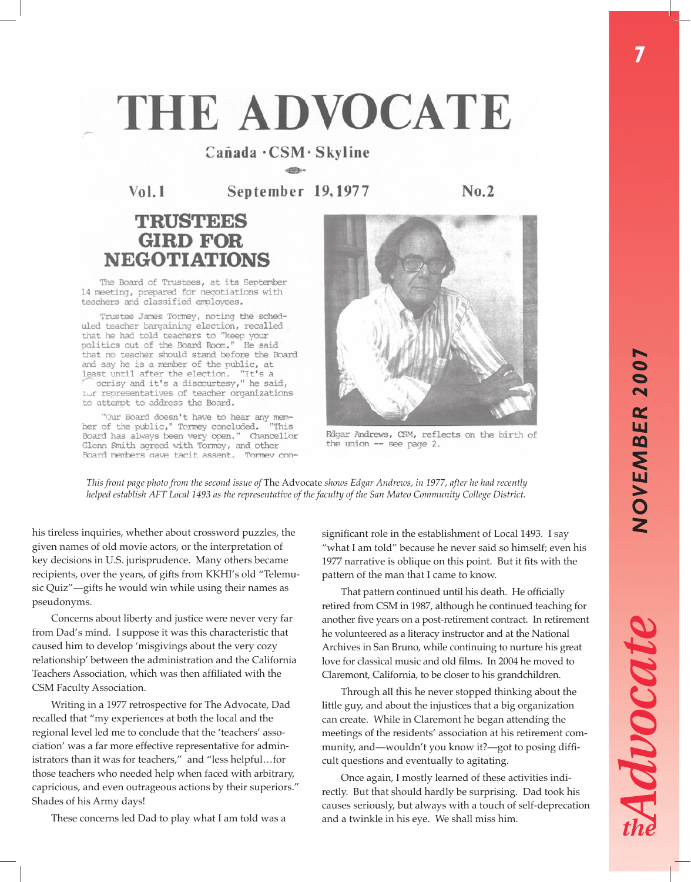# THE ADVOCATE

Cañada · CSM · Skyline

Vol. 1 September 19, 1977 No. 2

## TRUSTEES GIRD FOR NEGOTIATIONS

The Board of Trustees, at its September 14 meeting, prepared for negotiations with teachers and classified employees.

Trustee James Tormey, noting the scheduled teacher bargaining election, recalled that he had told teachers to "keep your politics out of the Board Room." He said that no teacher should stand before the Board and say he is a member of the public, at least until after the election. "It's a ocrisy and it's a discourtesy," he said, for representatives of teacher organizations to attempt to address the Board.

"Our Board doesn't have to hear any member of the public," Tormey concluded. "This Board has always been very open." Chancellor Glenn Smith agreed with Tormey, and other Board members gave tacit assent. Tormey con-

Edgar Andrews, CSM, reflects on the birth of the union -- see page 2.

*This front page photo from the second issue of* The Advocate *shows Edgar Andrews, in 1977, after he had recently helped establish AFT Local 1493 as the representative of the faculty of the San Mateo Community College District.*

his tireless inquiries, whether about crossword puzzles, the given names of old movie actors, or the interpretation of key decisions in U.S. jurisprudence. Many others became recipients, over the years, of gifts from KKHI's old "Telemusic Quiz"—gifts he would win while using their names as pseudonyms.

Concerns about liberty and justice were never very far from Dad's mind. I suppose it was this characteristic that caused him to develop 'misgivings about the very cozy relationship' between the administration and the California Teachers Association, which was then affiliated with the CSM Faculty Association.

Writing in a 1977 retrospective for The Advocate, Dad recalled that "my experiences at both the local and the regional level led me to conclude that the 'teachers' association' was a far more effective representative for administrators than it was for teachers," and "less helpful…for those teachers who needed help when faced with arbitrary, capricious, and even outrageous actions by their superiors." Shades of his Army days!

These concerns led Dad to play what I am told was a significant role in the establishment of Local 1493. I say "what I am told" because he never said so himself; even his 1977 narrative is oblique on this point. But it fits with the pattern of the man that I came to know.

That pattern continued until his death. He officially retired from CSM in 1987, although he continued teaching for another five years on a post-retirement contract. In retirement he volunteered as a literacy instructor and at the National Archives in San Bruno, while continuing to nurture his great love for classical music and old films. In 2004 he moved to Claremont, California, to be closer to his grandchildren.

Through all this he never stopped thinking about the little guy, and about the injustices that a big organization can create. While in Claremont he began attending the meetings of the residents' association at his retirement community, and—wouldn't you know it?—got to posing difficult questions and eventually to agitating.

Once again, I mostly learned of these activities indirectly. But that should hardly be surprising. Dad took his causes seriously, but always with a touch of self-deprecation and a twinkle in his eye. We shall miss him.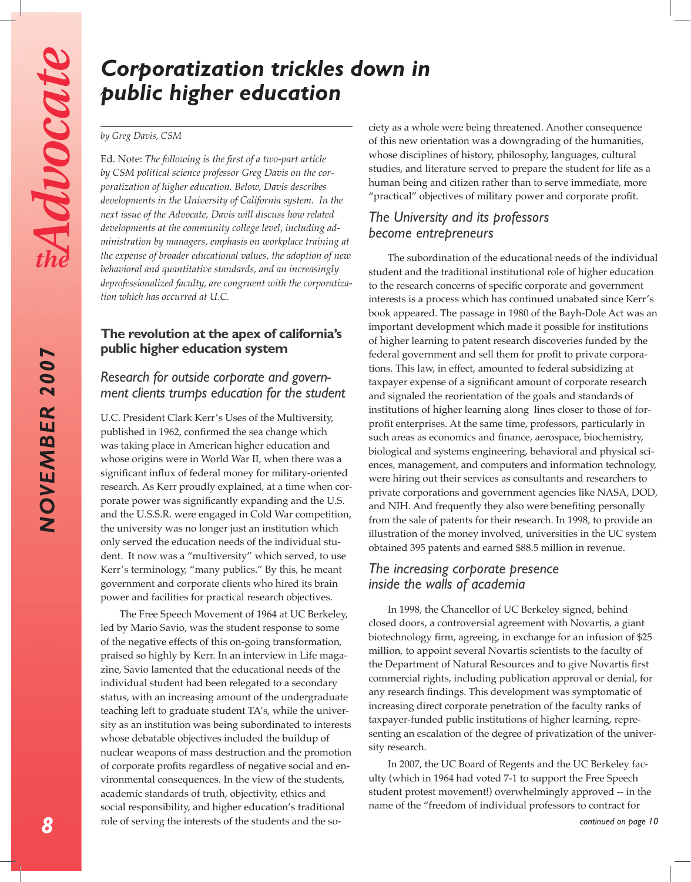# *Corporatization trickles down in public higher education*

*by Greg Davis, CSM*

Ed. Note: *The following is the first of a two-part article by CSM political science professor Greg Davis on the corporatization of higher education. Below, Davis describes developments in the University of California system. In the next issue of the Advocate, Davis will discuss how related developments at the community college level, including administration by managers, emphasis on workplace training at the expense of broader educational values, the adoption of new behavioral and quantitative standards, and an increasingly deprofessionalized faculty, are congruent with the corporatization which has occurred at U.C.*

## The revolution at the apex of california's public higher education system

### *Research for outside corporate and government clients trumps education for the student*

U.C. President Clark Kerr's Uses of the Multiversity, published in 1962, confirmed the sea change which was taking place in American higher education and whose origins were in World War II, when there was a significant influx of federal money for military-oriented research. As Kerr proudly explained, at a time when corporate power was significantly expanding and the U.S. and the U.S.S.R. were engaged in Cold War competition, the university was no longer just an institution which only served the education needs of the individual student. It now was a "multiversity" which served, to use Kerr's terminology, "many publics." By this, he meant government and corporate clients who hired its brain power and facilities for practical research objectives.

The Free Speech Movement of 1964 at UC Berkeley, led by Mario Savio, was the student response to some of the negative effects of this on-going transformation, praised so highly by Kerr. In an interview in Life magazine, Savio lamented that the educational needs of the individual student had been relegated to a secondary status, with an increasing amount of the undergraduate teaching left to graduate student TA's, while the university as an institution was being subordinated to interests whose debatable objectives included the buildup of nuclear weapons of mass destruction and the promotion of corporate profits regardless of negative social and environmental consequences. In the view of the students, academic standards of truth, objectivity, ethics and social responsibility, and higher education's traditional role of serving the interests of the students and the society as a whole were being threatened. Another consequence of this new orientation was a downgrading of the humanities, whose disciplines of history, philosophy, languages, cultural studies, and literature served to prepare the student for life as a human being and citizen rather than to serve immediate, more "practical" objectives of military power and corporate profit.

### *The University and its professors become entrepreneurs*

The subordination of the educational needs of the individual student and the traditional institutional role of higher education to the research concerns of specific corporate and government interests is a process which has continued unabated since Kerr's book appeared. The passage in 1980 of the Bayh-Dole Act was an important development which made it possible for institutions of higher learning to patent research discoveries funded by the federal government and sell them for profit to private corporations. This law, in effect, amounted to federal subsidizing at taxpayer expense of a significant amount of corporate research and signaled the reorientation of the goals and standards of institutions of higher learning along lines closer to those of for-profit enterprises. At the same time, professors, particularly in such areas as economics and finance, aerospace, biochemistry, biological and systems engineering, behavioral and physical sciences, management, and computers and information technology, were hiring out their services as consultants and researchers to private corporations and government agencies like NASA, DOD, and NIH. And frequently they also were benefiting personally from the sale of patents for their research. In 1998, to provide an illustration of the money involved, universities in the UC system obtained 395 patents and earned $88.5 million in revenue.

### *The increasing corporate presence inside the walls of academia*

In 1998, the Chancellor of UC Berkeley signed, behind closed doors, a controversial agreement with Novartis, a giant biotechnology firm, agreeing, in exchange for an infusion of $25 million, to appoint several Novartis scientists to the faculty of the Department of Natural Resources and to give Novartis first commercial rights, including publication approval or denial, for any research findings. This development was symptomatic of increasing direct corporate penetration of the faculty ranks of taxpayer-funded public institutions of higher learning, representing an escalation of the degree of privatization of the university research.

In 2007, the UC Board of Regents and the UC Berkeley faculty (which in 1964 had voted 7-1 to support the Free Speech student protest movement!) overwhelmingly approved -- in the name of the "freedom of individual professors to contract for

*continued on page 10*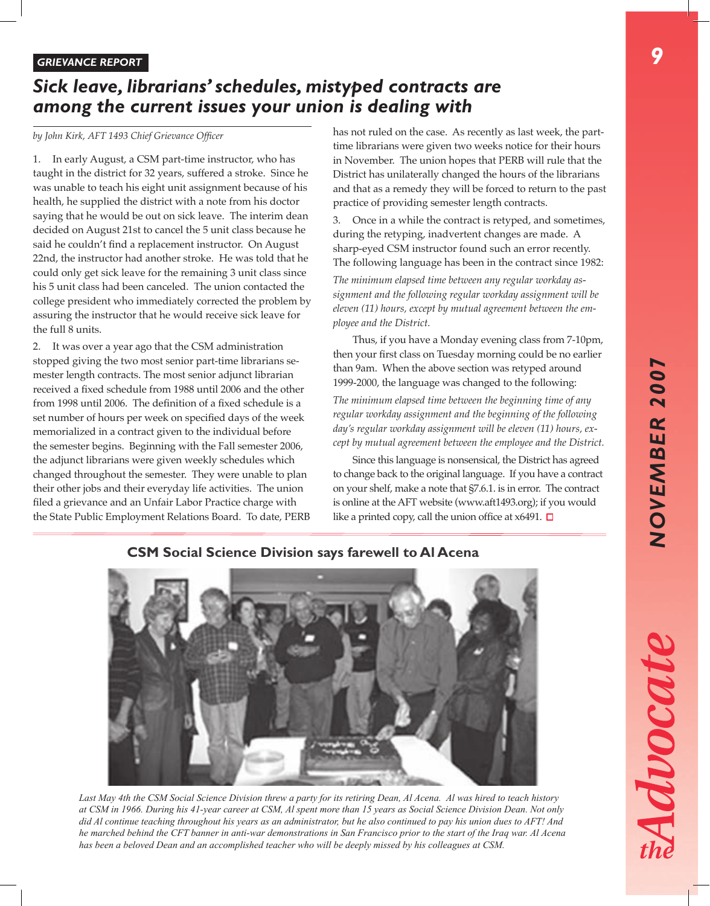GRIEVANCE REPORT

# Sick leave, librarians' schedules, mistyped contracts are among the current issues your union is dealing with

*by John Kirk, AFT 1493 Chief Grievance Officer*

1. In early August, a CSM part-time instructor, who has taught in the district for 32 years, suffered a stroke. Since he was unable to teach his eight unit assignment because of his health, he supplied the district with a note from his doctor saying that he would be out on sick leave. The interim dean decided on August 21st to cancel the 5 unit class because he said he couldn't find a replacement instructor. On August 22nd, the instructor had another stroke. He was told that he could only get sick leave for the remaining 3 unit class since his 5 unit class had been canceled. The union contacted the college president who immediately corrected the problem by assuring the instructor that he would receive sick leave for the full 8 units.

2. It was over a year ago that the CSM administration stopped giving the two most senior part-time librarians semester length contracts. The most senior adjunct librarian received a fixed schedule from 1988 until 2006 and the other from 1998 until 2006. The definition of a fixed schedule is a set number of hours per week on specified days of the week memorialized in a contract given to the individual before the semester begins. Beginning with the Fall semester 2006, the adjunct librarians were given weekly schedules which changed throughout the semester. They were unable to plan their other jobs and their everyday life activities. The union filed a grievance and an Unfair Labor Practice charge with the State Public Employment Relations Board. To date, PERB has not ruled on the case. As recently as last week, the part-time librarians were given two weeks notice for their hours in November. The union hopes that PERB will rule that the District has unilaterally changed the hours of the librarians and that as a remedy they will be forced to return to the past practice of providing semester length contracts.

3. Once in a while the contract is retyped, and sometimes, during the retyping, inadvertent changes are made. A sharp-eyed CSM instructor found such an error recently. The following language has been in the contract since 1982:

*The minimum elapsed time between any regular workday assignment and the following regular workday assignment will be eleven (11) hours, except by mutual agreement between the employee and the District.*

Thus, if you have a Monday evening class from 7-10pm, then your first class on Tuesday morning could be no earlier than 9am. When the above section was retyped around 1999-2000, the language was changed to the following:

*The minimum elapsed time between the beginning time of any regular workday assignment and the beginning of the following day's regular workday assignment will be eleven (11) hours, except by mutual agreement between the employee and the District.*

Since this language is nonsensical, the District has agreed to change back to the original language. If you have a contract on your shelf, make a note that §7.6.1. is in error. The contract is online at the AFT website (www.aft1493.org); if you would like a printed copy, call the union office at x6491.

## CSM Social Science Division says farewell to Al Acena

*Last May 4th the CSM Social Science Division threw a party for its retiring Dean, Al Acena. Al was hired to teach history at CSM in 1966. During his 41-year career at CSM, Al spent more than 15 years as Social Science Division Dean. Not only did Al continue teaching throughout his years as an administrator, but he also continued to pay his union dues to AFT! And he marched behind the CFT banner in anti-war demonstrations in San Francisco prior to the start of the Iraq war. Al Acena has been a beloved Dean and an accomplished teacher who will be deeply missed by his colleagues at CSM.*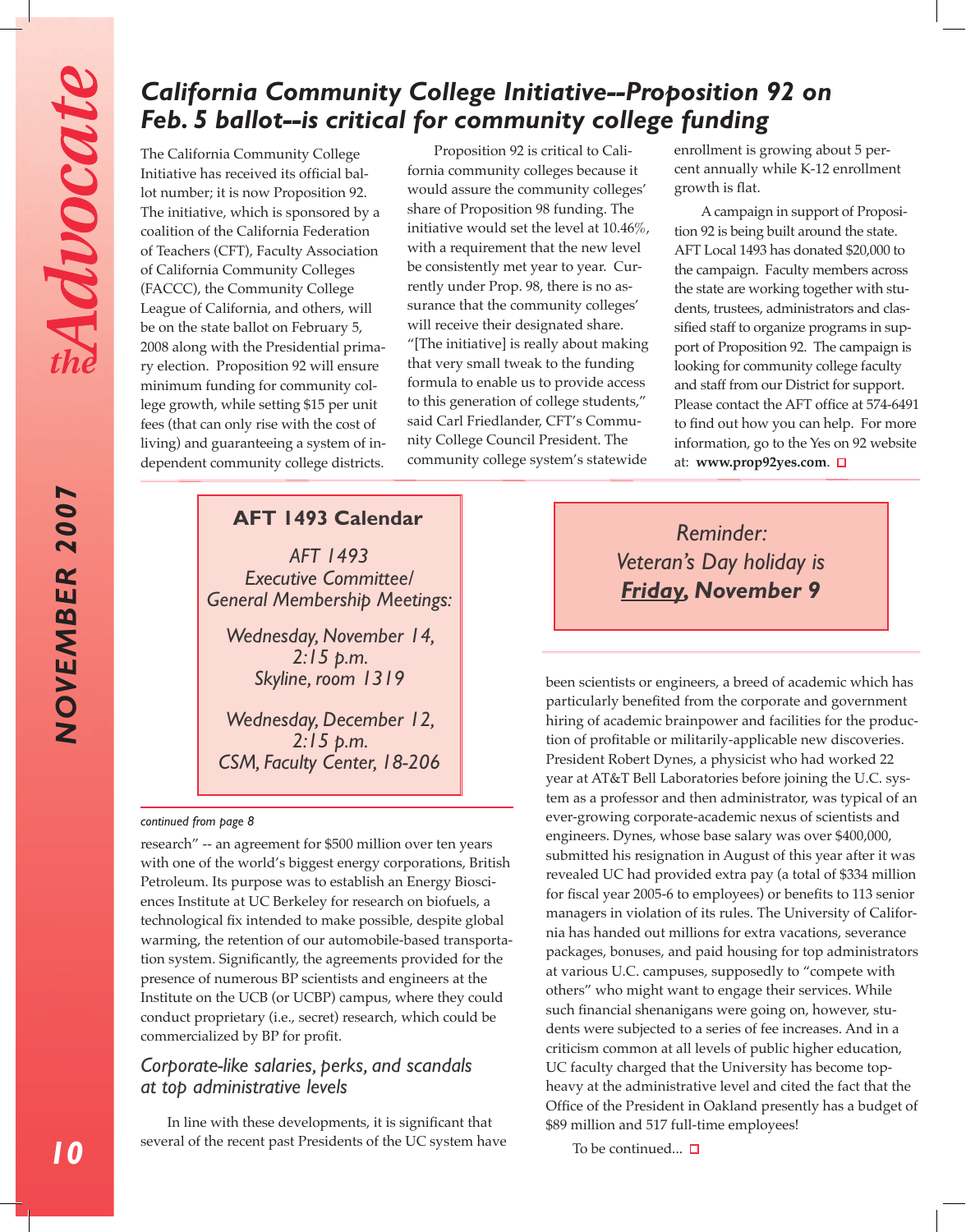## California Community College Initiative--Proposition 92 on Feb. 5 ballot--is critical for community college funding

The California Community College Initiative has received its official ballot number; it is now Proposition 92. The initiative, which is sponsored by a coalition of the California Federation of Teachers (CFT), Faculty Association of California Community Colleges (FACCC), the Community College League of California, and others, will be on the state ballot on February 5, 2008 along with the Presidential primary election. Proposition 92 will ensure minimum funding for community college growth, while setting $15 per unit fees (that can only rise with the cost of living) and guaranteeing a system of independent community college districts.

Proposition 92 is critical to California community colleges because it would assure the community colleges' share of Proposition 98 funding. The initiative would set the level at 10.46%, with a requirement that the new level be consistently met year to year. Currently under Prop. 98, there is no assurance that the community colleges' will receive their designated share. "[The initiative] is really about making that very small tweak to the funding formula to enable us to provide access to this generation of college students," said Carl Friedlander, CFT's Community College Council President. The community college system's statewide enrollment is growing about 5 percent annually while K-12 enrollment growth is flat.

A campaign in support of Proposition 92 is being built around the state. AFT Local 1493 has donated $20,000 to the campaign. Faculty members across the state are working together with students, trustees, administrators and classified staff to organize programs in support of Proposition 92. The campaign is looking for community college faculty and staff from our District for support. Please contact the AFT office at 574-6491 to find out how you can help. For more information, go to the Yes on 92 website at: **www.prop92yes.com**. □

### AFT 1493 Calendar

*AFT 1493*
*Executive Committee/*
*General Membership Meetings:*

*Wednesday, November 14,*
*2:15 p.m.*
*Skyline, room 1319*

*Wednesday, December 12,*
*2:15 p.m.*
*CSM, Faculty Center, 18-206*

*Reminder:*
*Veteran's Day holiday is* ***Friday, November 9***

*continued from page 8*

research" -- an agreement for $500 million over ten years with one of the world's biggest energy corporations, British Petroleum. Its purpose was to establish an Energy Biosciences Institute at UC Berkeley for research on biofuels, a technological fix intended to make possible, despite global warming, the retention of our automobile-based transportation system. Significantly, the agreements provided for the presence of numerous BP scientists and engineers at the Institute on the UCB (or UCBP) campus, where they could conduct proprietary (i.e., secret) research, which could be commercialized by BP for profit.

### *Corporate-like salaries, perks, and scandals at top administrative levels*

In line with these developments, it is significant that several of the recent past Presidents of the UC system have been scientists or engineers, a breed of academic which has particularly benefited from the corporate and government hiring of academic brainpower and facilities for the production of profitable or militarily-applicable new discoveries. President Robert Dynes, a physicist who had worked 22 year at AT&T Bell Laboratories before joining the U.C. system as a professor and then administrator, was typical of an ever-growing corporate-academic nexus of scientists and engineers. Dynes, whose base salary was over $400,000, submitted his resignation in August of this year after it was revealed UC had provided extra pay (a total of $334 million for fiscal year 2005-6 to employees) or benefits to 113 senior managers in violation of its rules. The University of California has handed out millions for extra vacations, severance packages, bonuses, and paid housing for top administrators at various U.C. campuses, supposedly to "compete with others" who might want to engage their services. While such financial shenanigans were going on, however, students were subjected to a series of fee increases. And in a criticism common at all levels of public higher education, UC faculty charged that the University has become top-heavy at the administrative level and cited the fact that the Office of the President in Oakland presently has a budget of $89 million and 517 full-time employees!

To be continued... □